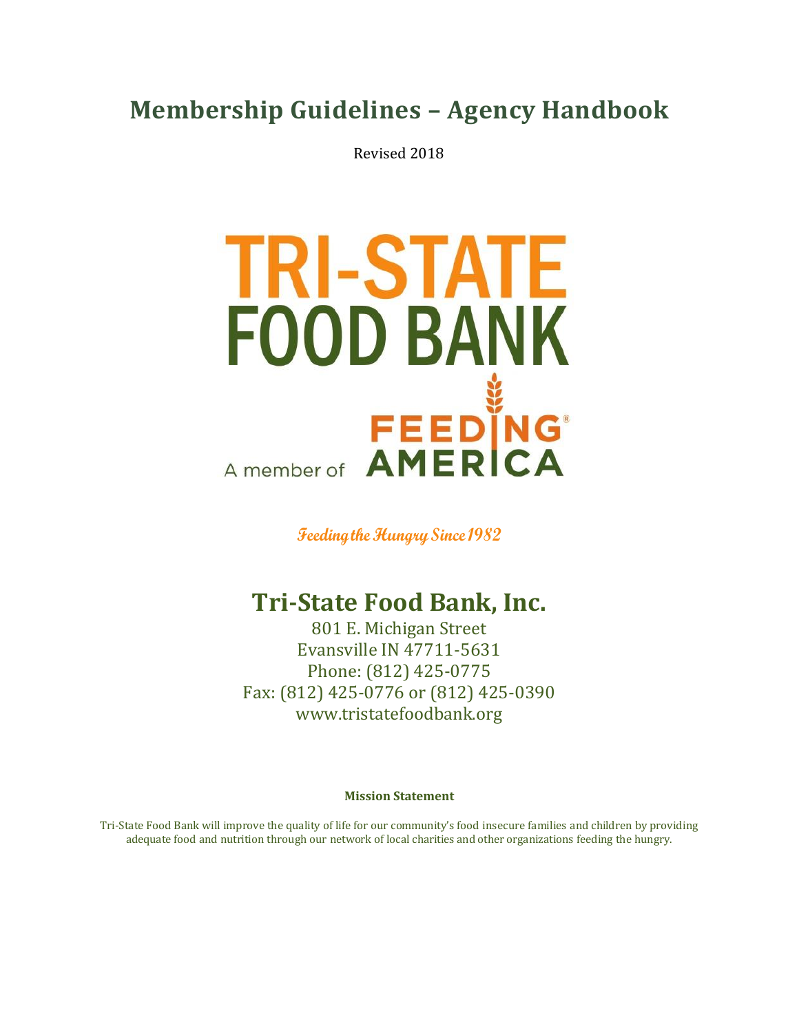# Membership Guidelines – Agency Handbook

Revised 2018

TRI-STATE
FOOD BANK

A member of FEEDING AMERICA

*Feeding the Hungry Since 1982*

## Tri-State Food Bank, Inc.

801 E. Michigan Street
Evansville IN 47711-5631
Phone: (812) 425-0775
Fax: (812) 425-0776 or (812) 425-0390
www.tristatefoodbank.org

**Mission Statement**

Tri-State Food Bank will improve the quality of life for our community's food insecure families and children by providing adequate food and nutrition through our network of local charities and other organizations feeding the hungry.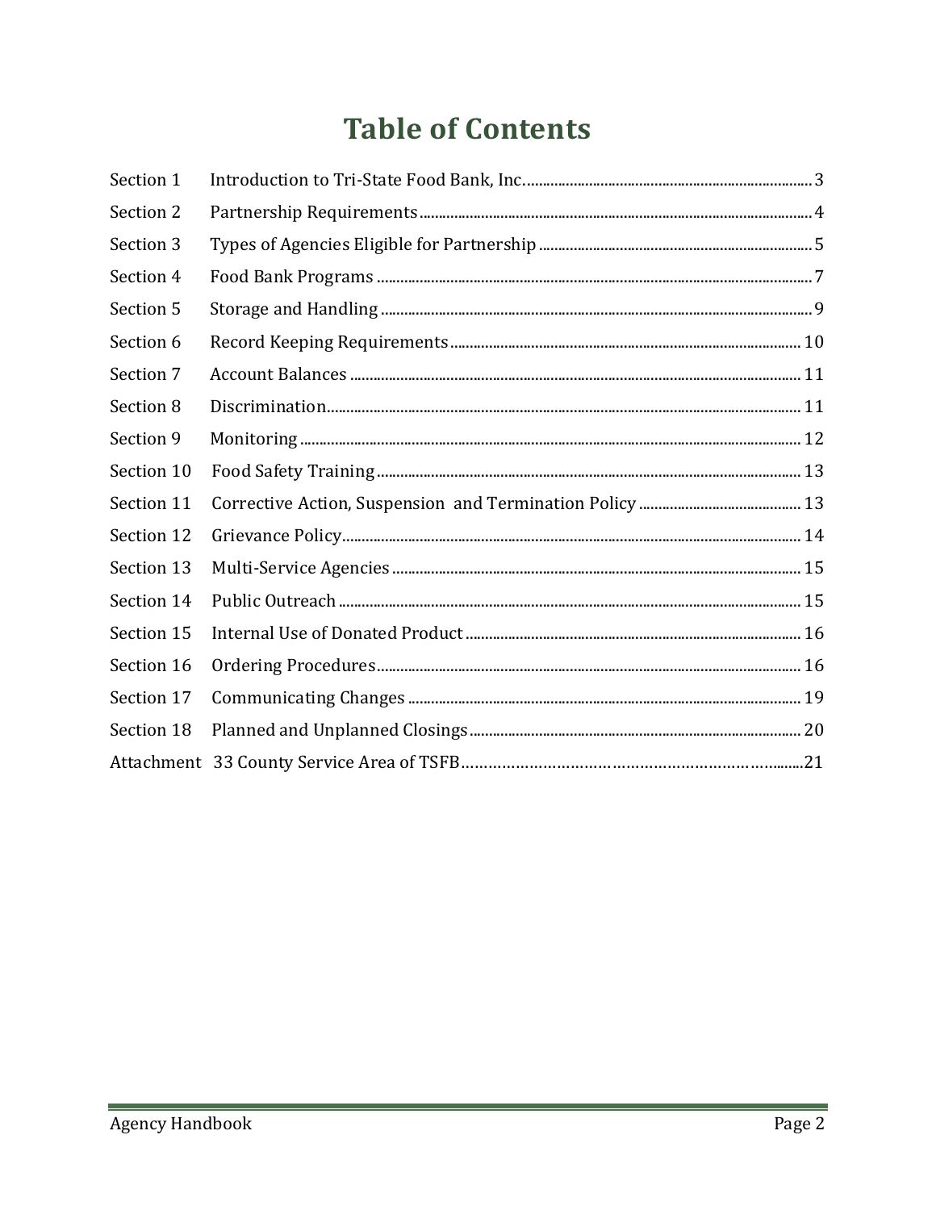# Table of Contents

| | | |
|---|---|---|
| Section 1 | Introduction to Tri-State Food Bank, Inc. | 3 |
| Section 2 | Partnership Requirements | 4 |
| Section 3 | Types of Agencies Eligible for Partnership | 5 |
| Section 4 | Food Bank Programs | 7 |
| Section 5 | Storage and Handling | 9 |
| Section 6 | Record Keeping Requirements | 10 |
| Section 7 | Account Balances | 11 |
| Section 8 | Discrimination | 11 |
| Section 9 | Monitoring | 12 |
| Section 10 | Food Safety Training | 13 |
| Section 11 | Corrective Action, Suspension and Termination Policy | 13 |
| Section 12 | Grievance Policy | 14 |
| Section 13 | Multi-Service Agencies | 15 |
| Section 14 | Public Outreach | 15 |
| Section 15 | Internal Use of Donated Product | 16 |
| Section 16 | Ordering Procedures | 16 |
| Section 17 | Communicating Changes | 19 |
| Section 18 | Planned and Unplanned Closings | 20 |
| Attachment | 33 County Service Area of TSFB | 21 |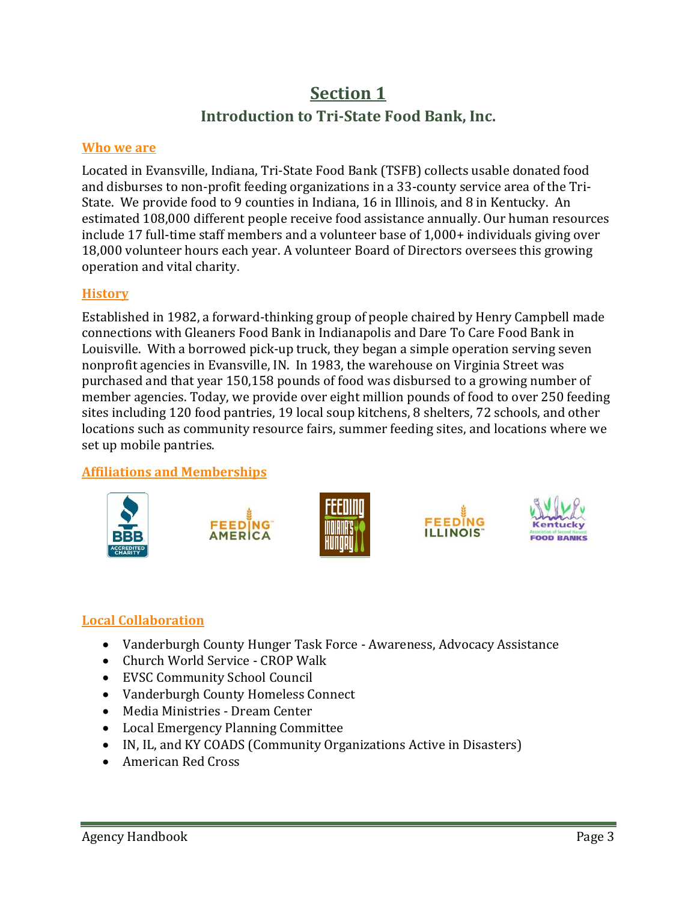# Section 1

## Introduction to Tri-State Food Bank, Inc.

### Who we are

Located in Evansville, Indiana, Tri-State Food Bank (TSFB) collects usable donated food and disburses to non-profit feeding organizations in a 33-county service area of the Tri-State. We provide food to 9 counties in Indiana, 16 in Illinois, and 8 in Kentucky. An estimated 108,000 different people receive food assistance annually. Our human resources include 17 full-time staff members and a volunteer base of 1,000+ individuals giving over 18,000 volunteer hours each year. A volunteer Board of Directors oversees this growing operation and vital charity.

### History

Established in 1982, a forward-thinking group of people chaired by Henry Campbell made connections with Gleaners Food Bank in Indianapolis and Dare To Care Food Bank in Louisville. With a borrowed pick-up truck, they began a simple operation serving seven nonprofit agencies in Evansville, IN. In 1983, the warehouse on Virginia Street was purchased and that year 150,158 pounds of food was disbursed to a growing number of member agencies. Today, we provide over eight million pounds of food to over 250 feeding sites including 120 food pantries, 19 local soup kitchens, 8 shelters, 72 schools, and other locations such as community resource fairs, summer feeding sites, and locations where we set up mobile pantries.

### Affiliations and Memberships

BBB Accredited Charity · Feeding America · Feeding Indiana's Hungry · Feeding Illinois · Kentucky Association of Second Harvest Food Banks

### Local Collaboration

- Vanderburgh County Hunger Task Force - Awareness, Advocacy Assistance
- Church World Service - CROP Walk
- EVSC Community School Council
- Vanderburgh County Homeless Connect
- Media Ministries - Dream Center
- Local Emergency Planning Committee
- IN, IL, and KY COADS (Community Organizations Active in Disasters)
- American Red Cross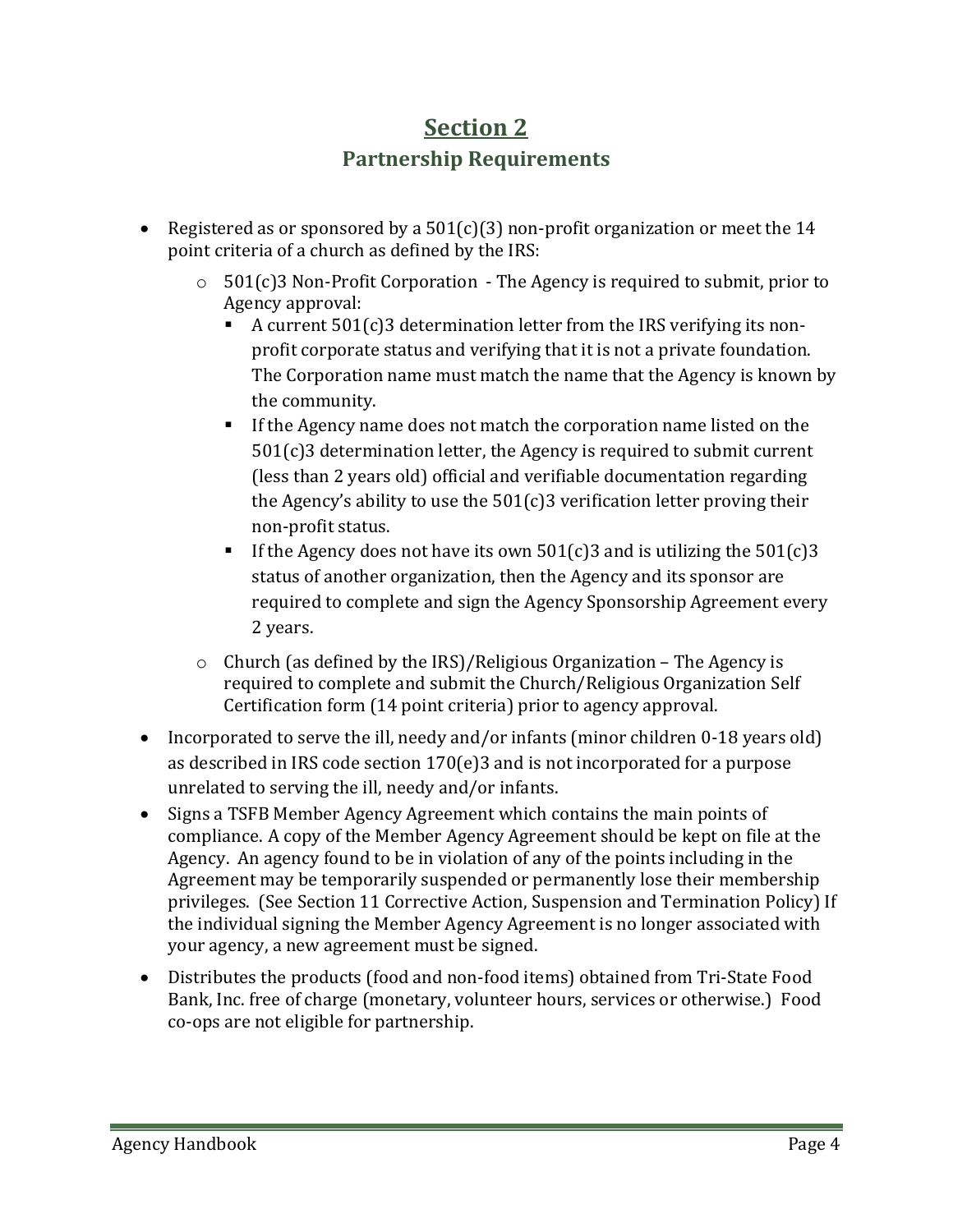# Section 2

## Partnership Requirements

- Registered as or sponsored by a 501(c)(3) non-profit organization or meet the 14 point criteria of a church as defined by the IRS:
  - 501(c)3 Non-Profit Corporation - The Agency is required to submit, prior to Agency approval:
    - A current 501(c)3 determination letter from the IRS verifying its non-profit corporate status and verifying that it is not a private foundation. The Corporation name must match the name that the Agency is known by the community.
    - If the Agency name does not match the corporation name listed on the 501(c)3 determination letter, the Agency is required to submit current (less than 2 years old) official and verifiable documentation regarding the Agency's ability to use the 501(c)3 verification letter proving their non-profit status.
    - If the Agency does not have its own 501(c)3 and is utilizing the 501(c)3 status of another organization, then the Agency and its sponsor are required to complete and sign the Agency Sponsorship Agreement every 2 years.
  - Church (as defined by the IRS)/Religious Organization – The Agency is required to complete and submit the Church/Religious Organization Self Certification form (14 point criteria) prior to agency approval.
- Incorporated to serve the ill, needy and/or infants (minor children 0-18 years old) as described in IRS code section 170(e)3 and is not incorporated for a purpose unrelated to serving the ill, needy and/or infants.
- Signs a TSFB Member Agency Agreement which contains the main points of compliance. A copy of the Member Agency Agreement should be kept on file at the Agency. An agency found to be in violation of any of the points including in the Agreement may be temporarily suspended or permanently lose their membership privileges. (See Section 11 Corrective Action, Suspension and Termination Policy) If the individual signing the Member Agency Agreement is no longer associated with your agency, a new agreement must be signed.
- Distributes the products (food and non-food items) obtained from Tri-State Food Bank, Inc. free of charge (monetary, volunteer hours, services or otherwise.) Food co-ops are not eligible for partnership.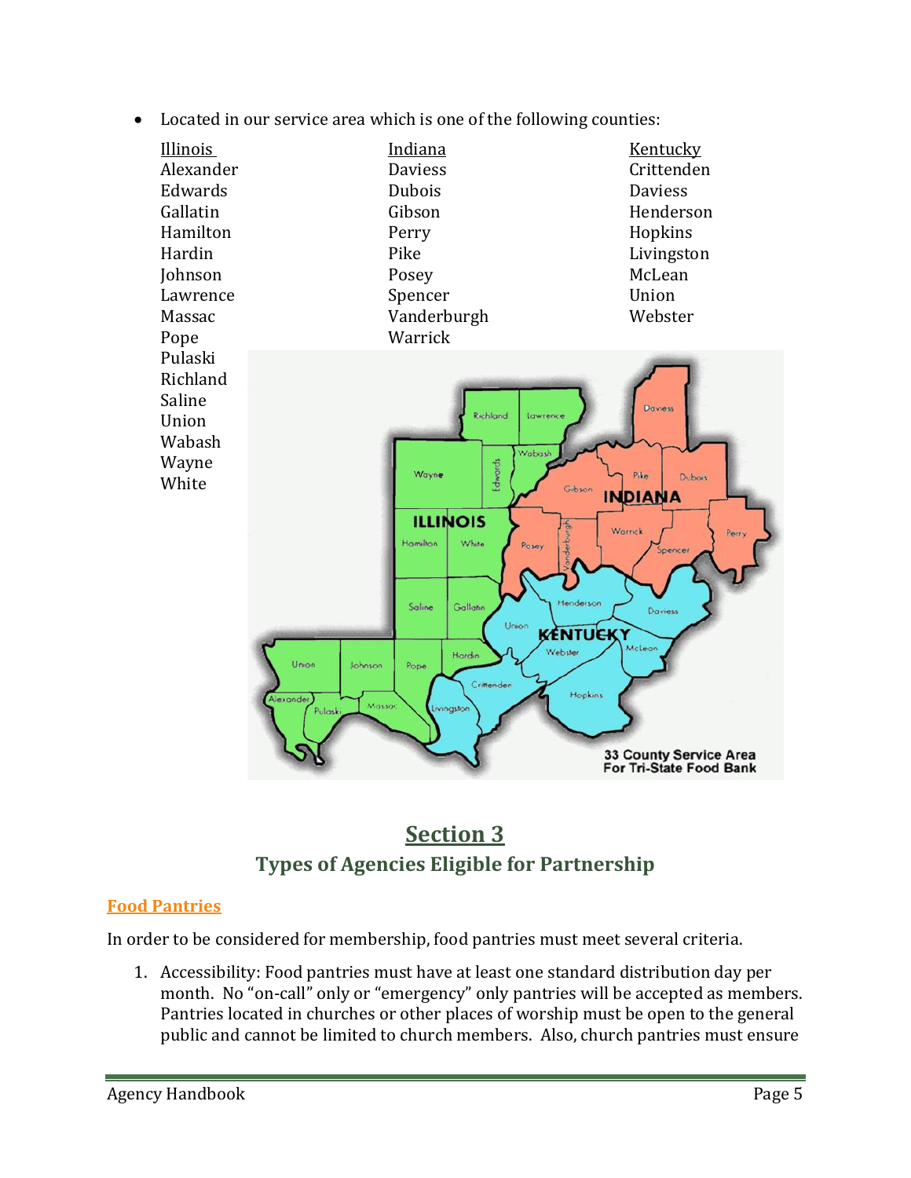- Located in our service area which is one of the following counties:

| Illinois | Indiana | Kentucky |
|---|---|---|
| Alexander | Daviess | Crittenden |
| Edwards | Dubois | Daviess |
| Gallatin | Gibson | Henderson |
| Hamilton | Perry | Hopkins |
| Hardin | Pike | Livingston |
| Johnson | Posey | McLean |
| Lawrence | Spencer | Union |
| Massac | Vanderburgh | Webster |
| Pope | Warrick | |
| Pulaski | | |
| Richland | | |
| Saline | | |
| Union | | |
| Wabash | | |
| Wayne | | |
| White | | |

# Section 3

## Types of Agencies Eligible for Partnership

### Food Pantries

In order to be considered for membership, food pantries must meet several criteria.

1. Accessibility: Food pantries must have at least one standard distribution day per month. No "on-call" only or "emergency" only pantries will be accepted as members. Pantries located in churches or other places of worship must be open to the general public and cannot be limited to church members. Also, church pantries must ensure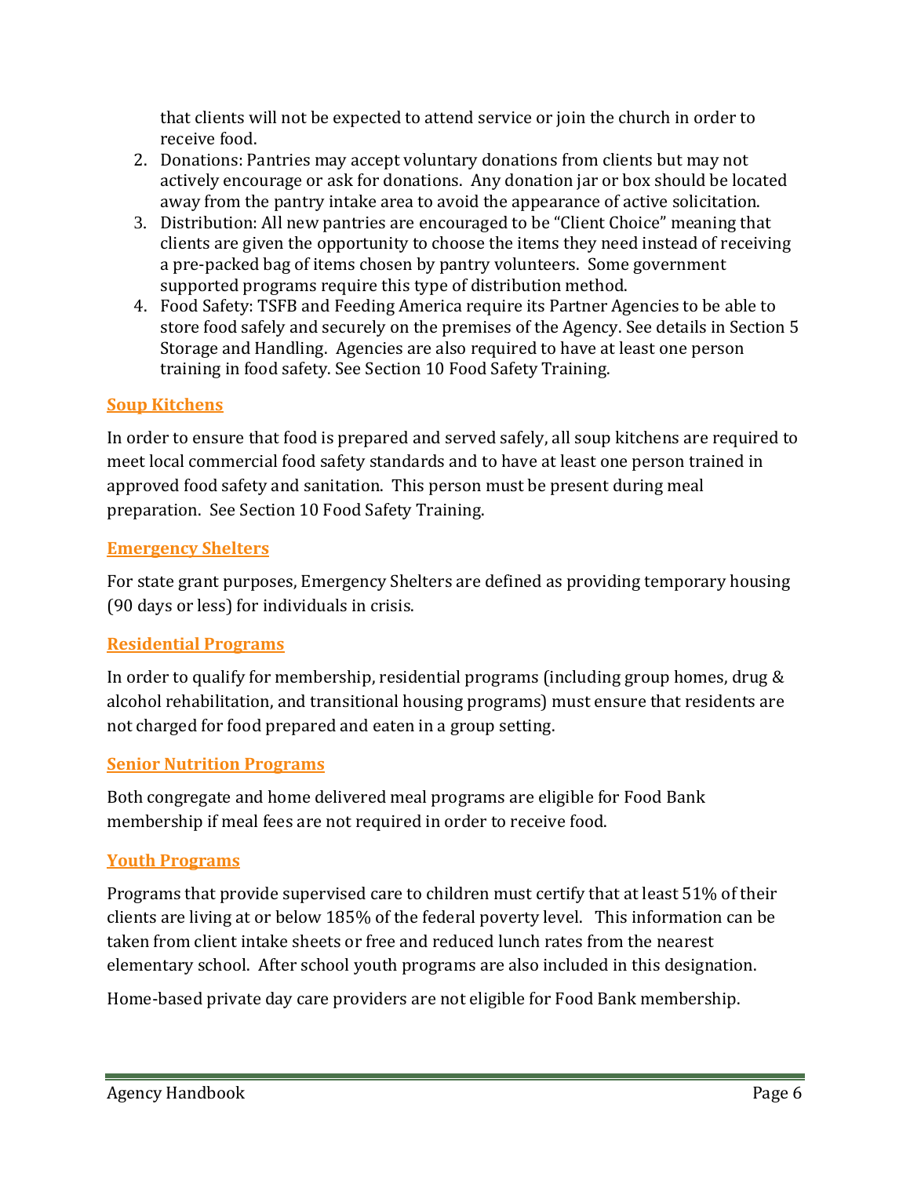that clients will not be expected to attend service or join the church in order to receive food.

2. Donations: Pantries may accept voluntary donations from clients but may not actively encourage or ask for donations. Any donation jar or box should be located away from the pantry intake area to avoid the appearance of active solicitation.
3. Distribution: All new pantries are encouraged to be "Client Choice" meaning that clients are given the opportunity to choose the items they need instead of receiving a pre-packed bag of items chosen by pantry volunteers. Some government supported programs require this type of distribution method.
4. Food Safety: TSFB and Feeding America require its Partner Agencies to be able to store food safely and securely on the premises of the Agency. See details in Section 5 Storage and Handling. Agencies are also required to have at least one person training in food safety. See Section 10 Food Safety Training.

## Soup Kitchens

In order to ensure that food is prepared and served safely, all soup kitchens are required to meet local commercial food safety standards and to have at least one person trained in approved food safety and sanitation. This person must be present during meal preparation. See Section 10 Food Safety Training.

## Emergency Shelters

For state grant purposes, Emergency Shelters are defined as providing temporary housing (90 days or less) for individuals in crisis.

## Residential Programs

In order to qualify for membership, residential programs (including group homes, drug & alcohol rehabilitation, and transitional housing programs) must ensure that residents are not charged for food prepared and eaten in a group setting.

## Senior Nutrition Programs

Both congregate and home delivered meal programs are eligible for Food Bank membership if meal fees are not required in order to receive food.

## Youth Programs

Programs that provide supervised care to children must certify that at least 51% of their clients are living at or below 185% of the federal poverty level. This information can be taken from client intake sheets or free and reduced lunch rates from the nearest elementary school. After school youth programs are also included in this designation.

Home-based private day care providers are not eligible for Food Bank membership.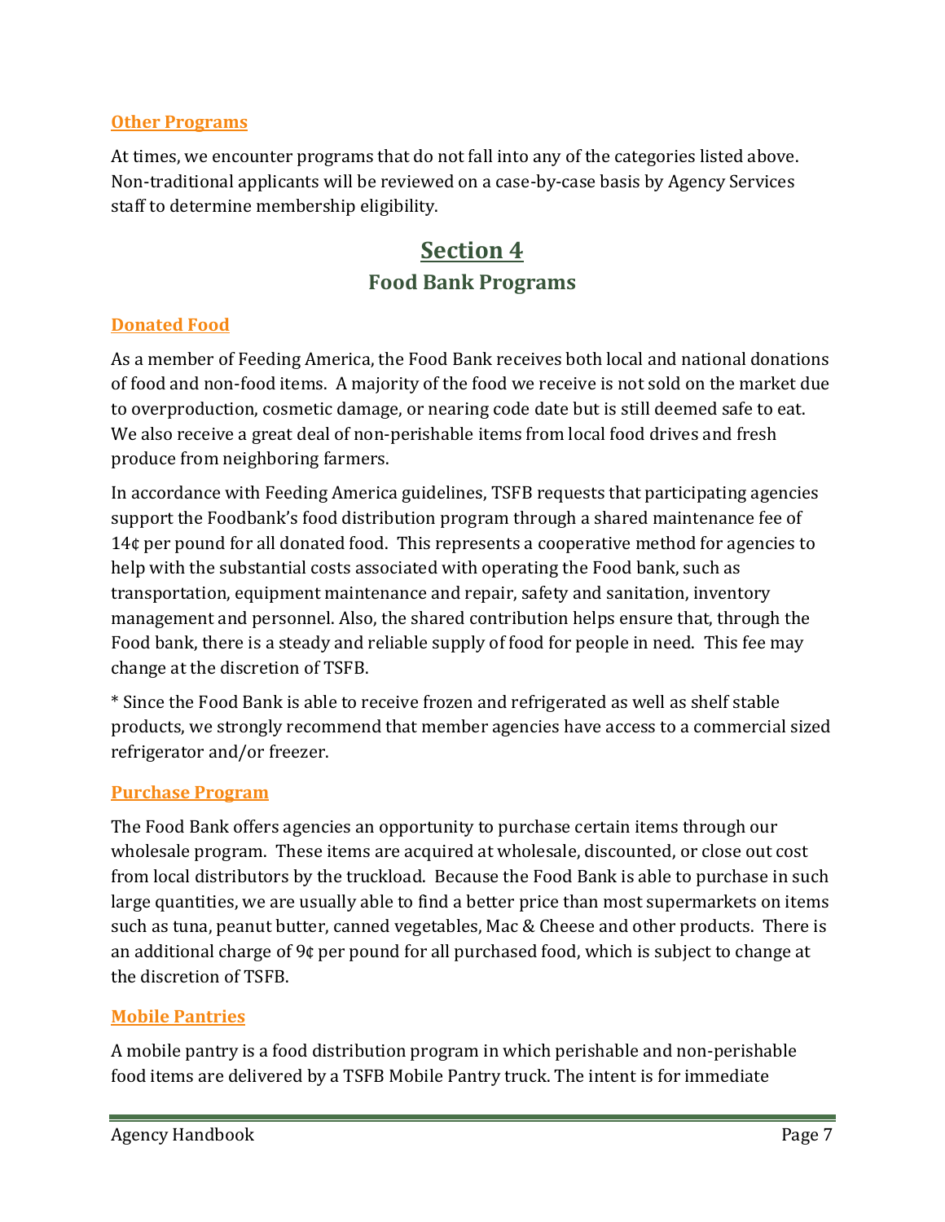### Other Programs

At times, we encounter programs that do not fall into any of the categories listed above. Non-traditional applicants will be reviewed on a case-by-case basis by Agency Services staff to determine membership eligibility.

# Section 4

## Food Bank Programs

### Donated Food

As a member of Feeding America, the Food Bank receives both local and national donations of food and non-food items. A majority of the food we receive is not sold on the market due to overproduction, cosmetic damage, or nearing code date but is still deemed safe to eat. We also receive a great deal of non-perishable items from local food drives and fresh produce from neighboring farmers.

In accordance with Feeding America guidelines, TSFB requests that participating agencies support the Foodbank's food distribution program through a shared maintenance fee of 14¢ per pound for all donated food. This represents a cooperative method for agencies to help with the substantial costs associated with operating the Food bank, such as transportation, equipment maintenance and repair, safety and sanitation, inventory management and personnel. Also, the shared contribution helps ensure that, through the Food bank, there is a steady and reliable supply of food for people in need. This fee may change at the discretion of TSFB.

* Since the Food Bank is able to receive frozen and refrigerated as well as shelf stable products, we strongly recommend that member agencies have access to a commercial sized refrigerator and/or freezer.

### Purchase Program

The Food Bank offers agencies an opportunity to purchase certain items through our wholesale program. These items are acquired at wholesale, discounted, or close out cost from local distributors by the truckload. Because the Food Bank is able to purchase in such large quantities, we are usually able to find a better price than most supermarkets on items such as tuna, peanut butter, canned vegetables, Mac & Cheese and other products. There is an additional charge of 9¢ per pound for all purchased food, which is subject to change at the discretion of TSFB.

### Mobile Pantries

A mobile pantry is a food distribution program in which perishable and non-perishable food items are delivered by a TSFB Mobile Pantry truck. The intent is for immediate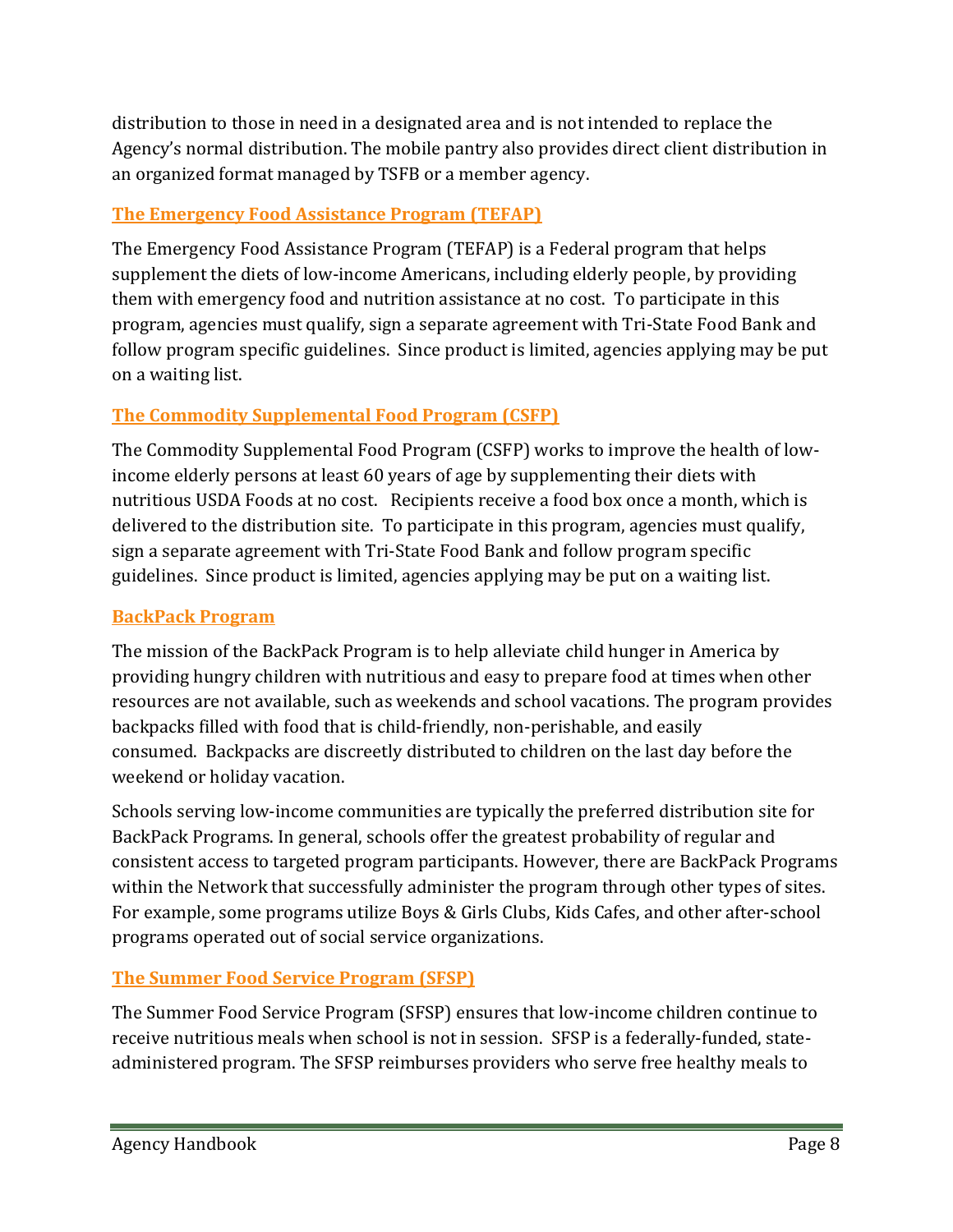distribution to those in need in a designated area and is not intended to replace the Agency's normal distribution. The mobile pantry also provides direct client distribution in an organized format managed by TSFB or a member agency.

## The Emergency Food Assistance Program (TEFAP)

The Emergency Food Assistance Program (TEFAP) is a Federal program that helps supplement the diets of low-income Americans, including elderly people, by providing them with emergency food and nutrition assistance at no cost. To participate in this program, agencies must qualify, sign a separate agreement with Tri-State Food Bank and follow program specific guidelines. Since product is limited, agencies applying may be put on a waiting list.

## The Commodity Supplemental Food Program (CSFP)

The Commodity Supplemental Food Program (CSFP) works to improve the health of low-income elderly persons at least 60 years of age by supplementing their diets with nutritious USDA Foods at no cost. Recipients receive a food box once a month, which is delivered to the distribution site. To participate in this program, agencies must qualify, sign a separate agreement with Tri-State Food Bank and follow program specific guidelines. Since product is limited, agencies applying may be put on a waiting list.

## BackPack Program

The mission of the BackPack Program is to help alleviate child hunger in America by providing hungry children with nutritious and easy to prepare food at times when other resources are not available, such as weekends and school vacations. The program provides backpacks filled with food that is child-friendly, non-perishable, and easily consumed. Backpacks are discreetly distributed to children on the last day before the weekend or holiday vacation.

Schools serving low-income communities are typically the preferred distribution site for BackPack Programs. In general, schools offer the greatest probability of regular and consistent access to targeted program participants. However, there are BackPack Programs within the Network that successfully administer the program through other types of sites. For example, some programs utilize Boys & Girls Clubs, Kids Cafes, and other after-school programs operated out of social service organizations.

## The Summer Food Service Program (SFSP)

The Summer Food Service Program (SFSP) ensures that low-income children continue to receive nutritious meals when school is not in session. SFSP is a federally-funded, state-administered program. The SFSP reimburses providers who serve free healthy meals to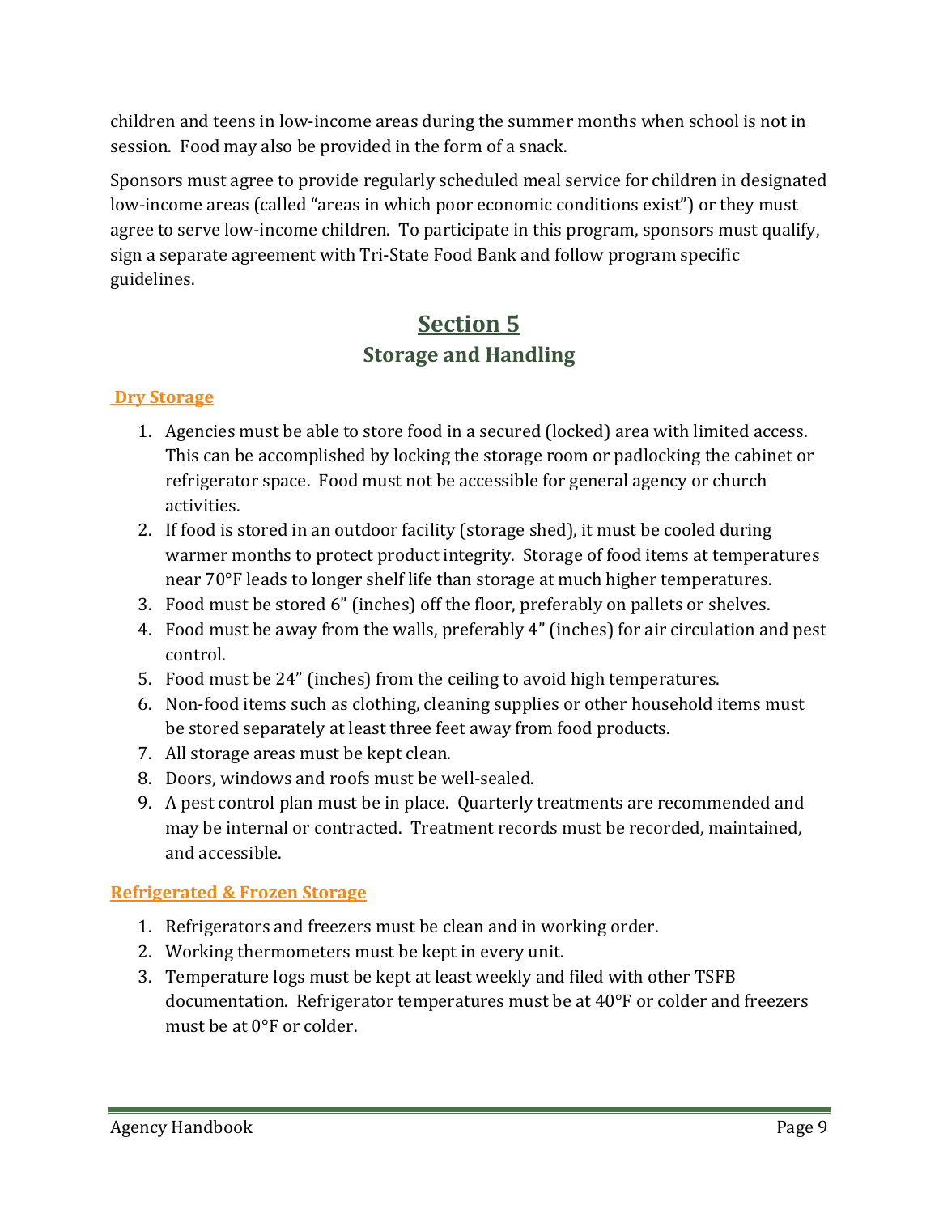children and teens in low-income areas during the summer months when school is not in session. Food may also be provided in the form of a snack.

Sponsors must agree to provide regularly scheduled meal service for children in designated low-income areas (called "areas in which poor economic conditions exist") or they must agree to serve low-income children. To participate in this program, sponsors must qualify, sign a separate agreement with Tri-State Food Bank and follow program specific guidelines.

# Section 5

## Storage and Handling

### Dry Storage

1. Agencies must be able to store food in a secured (locked) area with limited access. This can be accomplished by locking the storage room or padlocking the cabinet or refrigerator space. Food must not be accessible for general agency or church activities.
2. If food is stored in an outdoor facility (storage shed), it must be cooled during warmer months to protect product integrity. Storage of food items at temperatures near 70°F leads to longer shelf life than storage at much higher temperatures.
3. Food must be stored 6" (inches) off the floor, preferably on pallets or shelves.
4. Food must be away from the walls, preferably 4" (inches) for air circulation and pest control.
5. Food must be 24" (inches) from the ceiling to avoid high temperatures.
6. Non-food items such as clothing, cleaning supplies or other household items must be stored separately at least three feet away from food products.
7. All storage areas must be kept clean.
8. Doors, windows and roofs must be well-sealed.
9. A pest control plan must be in place. Quarterly treatments are recommended and may be internal or contracted. Treatment records must be recorded, maintained, and accessible.

### Refrigerated & Frozen Storage

1. Refrigerators and freezers must be clean and in working order.
2. Working thermometers must be kept in every unit.
3. Temperature logs must be kept at least weekly and filed with other TSFB documentation. Refrigerator temperatures must be at 40°F or colder and freezers must be at 0°F or colder.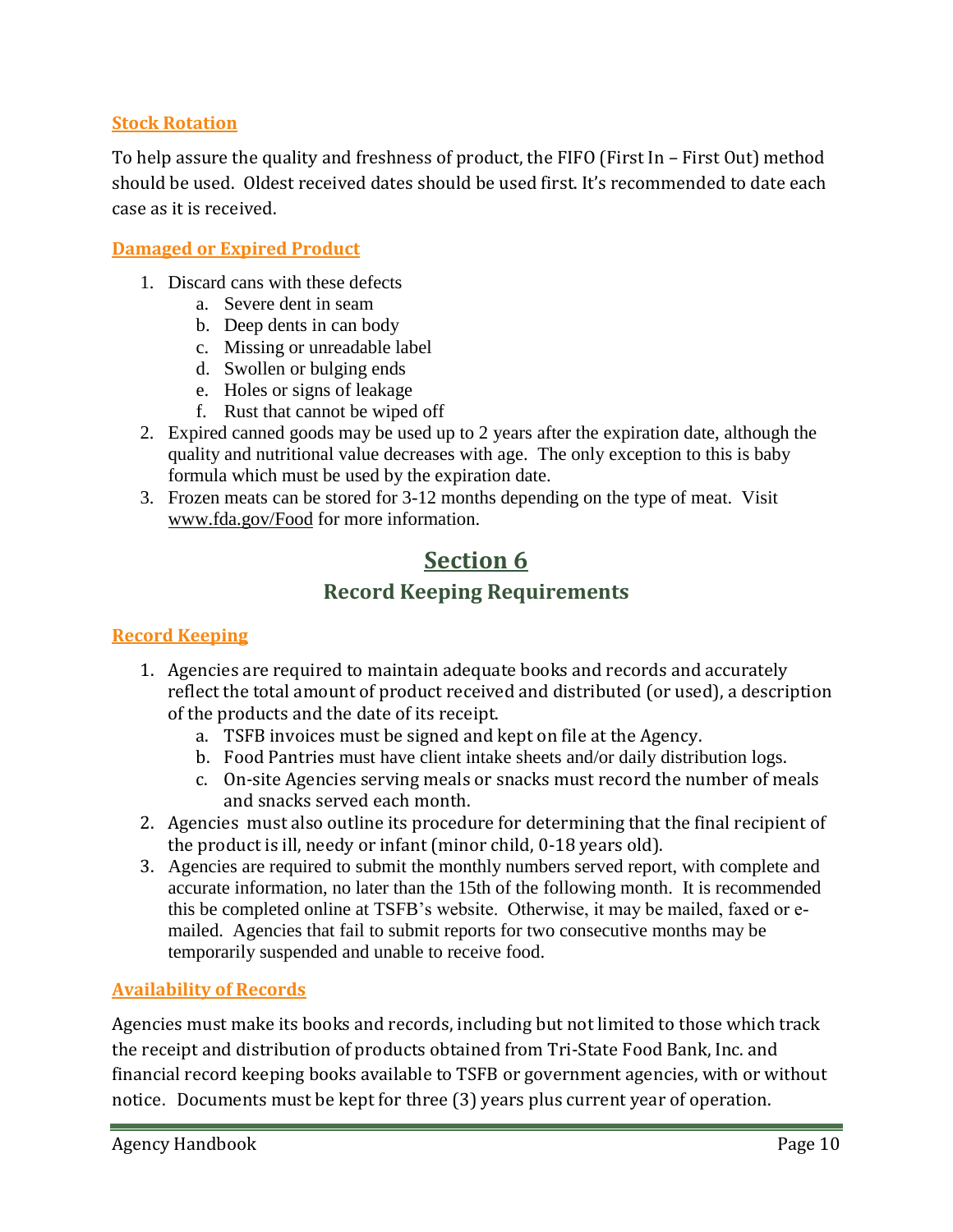### Stock Rotation

To help assure the quality and freshness of product, the FIFO (First In – First Out) method should be used. Oldest received dates should be used first. It's recommended to date each case as it is received.

### Damaged or Expired Product

1. Discard cans with these defects
    a. Severe dent in seam
    b. Deep dents in can body
    c. Missing or unreadable label
    d. Swollen or bulging ends
    e. Holes or signs of leakage
    f. Rust that cannot be wiped off
2. Expired canned goods may be used up to 2 years after the expiration date, although the quality and nutritional value decreases with age. The only exception to this is baby formula which must be used by the expiration date.
3. Frozen meats can be stored for 3-12 months depending on the type of meat. Visit www.fda.gov/Food for more information.

# Section 6

## Record Keeping Requirements

### Record Keeping

1. Agencies are required to maintain adequate books and records and accurately reflect the total amount of product received and distributed (or used), a description of the products and the date of its receipt.
    a. TSFB invoices must be signed and kept on file at the Agency.
    b. Food Pantries must have client intake sheets and/or daily distribution logs.
    c. On-site Agencies serving meals or snacks must record the number of meals and snacks served each month.
2. Agencies must also outline its procedure for determining that the final recipient of the product is ill, needy or infant (minor child, 0-18 years old).
3. Agencies are required to submit the monthly numbers served report, with complete and accurate information, no later than the 15th of the following month. It is recommended this be completed online at TSFB's website. Otherwise, it may be mailed, faxed or e-mailed. Agencies that fail to submit reports for two consecutive months may be temporarily suspended and unable to receive food.

### Availability of Records

Agencies must make its books and records, including but not limited to those which track the receipt and distribution of products obtained from Tri-State Food Bank, Inc. and financial record keeping books available to TSFB or government agencies, with or without notice. Documents must be kept for three (3) years plus current year of operation.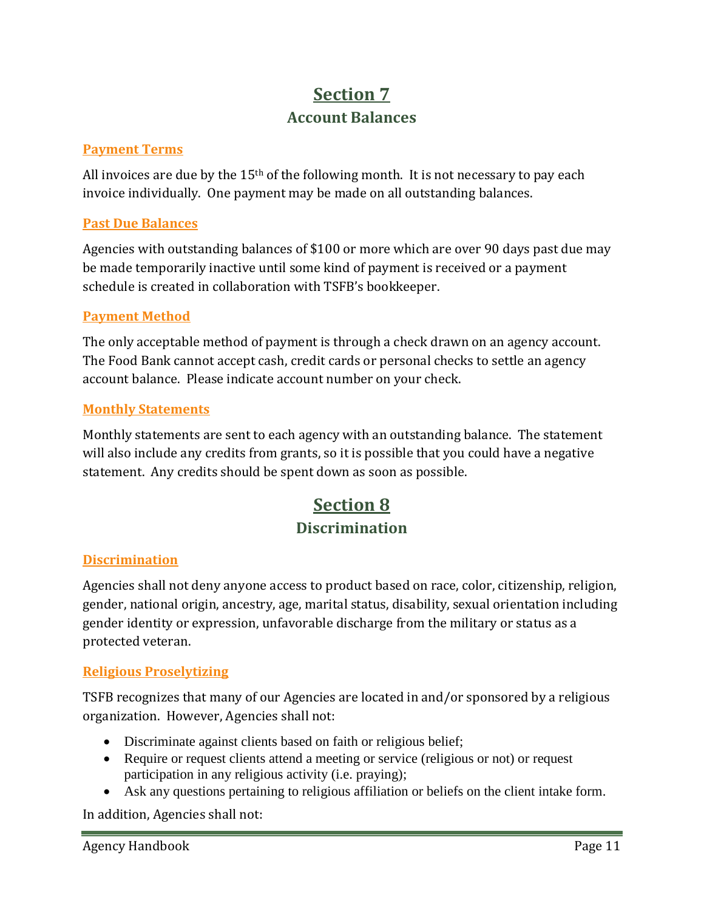# Section 7

## Account Balances

### Payment Terms

All invoices are due by the 15th of the following month. It is not necessary to pay each invoice individually. One payment may be made on all outstanding balances.

### Past Due Balances

Agencies with outstanding balances of $100 or more which are over 90 days past due may be made temporarily inactive until some kind of payment is received or a payment schedule is created in collaboration with TSFB's bookkeeper.

### Payment Method

The only acceptable method of payment is through a check drawn on an agency account. The Food Bank cannot accept cash, credit cards or personal checks to settle an agency account balance. Please indicate account number on your check.

### Monthly Statements

Monthly statements are sent to each agency with an outstanding balance. The statement will also include any credits from grants, so it is possible that you could have a negative statement. Any credits should be spent down as soon as possible.

# Section 8

## Discrimination

### Discrimination

Agencies shall not deny anyone access to product based on race, color, citizenship, religion, gender, national origin, ancestry, age, marital status, disability, sexual orientation including gender identity or expression, unfavorable discharge from the military or status as a protected veteran.

### Religious Proselytizing

TSFB recognizes that many of our Agencies are located in and/or sponsored by a religious organization. However, Agencies shall not:

- Discriminate against clients based on faith or religious belief;
- Require or request clients attend a meeting or service (religious or not) or request participation in any religious activity (i.e. praying);
- Ask any questions pertaining to religious affiliation or beliefs on the client intake form.

In addition, Agencies shall not: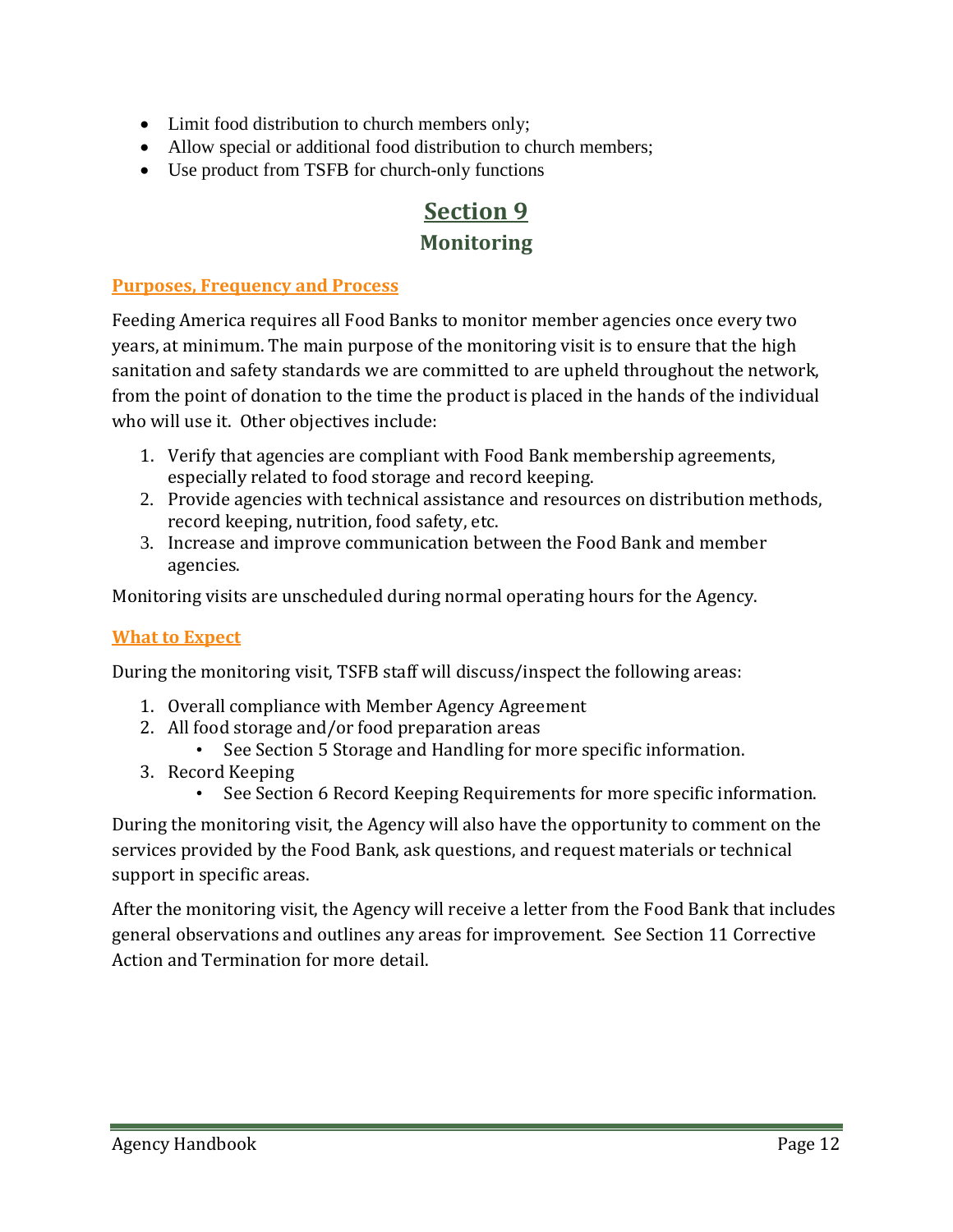- Limit food distribution to church members only;
- Allow special or additional food distribution to church members;
- Use product from TSFB for church-only functions

# Section 9

## Monitoring

### Purposes, Frequency and Process

Feeding America requires all Food Banks to monitor member agencies once every two years, at minimum. The main purpose of the monitoring visit is to ensure that the high sanitation and safety standards we are committed to are upheld throughout the network, from the point of donation to the time the product is placed in the hands of the individual who will use it. Other objectives include:

1. Verify that agencies are compliant with Food Bank membership agreements, especially related to food storage and record keeping.
2. Provide agencies with technical assistance and resources on distribution methods, record keeping, nutrition, food safety, etc.
3. Increase and improve communication between the Food Bank and member agencies.

Monitoring visits are unscheduled during normal operating hours for the Agency.

### What to Expect

During the monitoring visit, TSFB staff will discuss/inspect the following areas:

1. Overall compliance with Member Agency Agreement
2. All food storage and/or food preparation areas
   - See Section 5 Storage and Handling for more specific information.
3. Record Keeping
   - See Section 6 Record Keeping Requirements for more specific information.

During the monitoring visit, the Agency will also have the opportunity to comment on the services provided by the Food Bank, ask questions, and request materials or technical support in specific areas.

After the monitoring visit, the Agency will receive a letter from the Food Bank that includes general observations and outlines any areas for improvement. See Section 11 Corrective Action and Termination for more detail.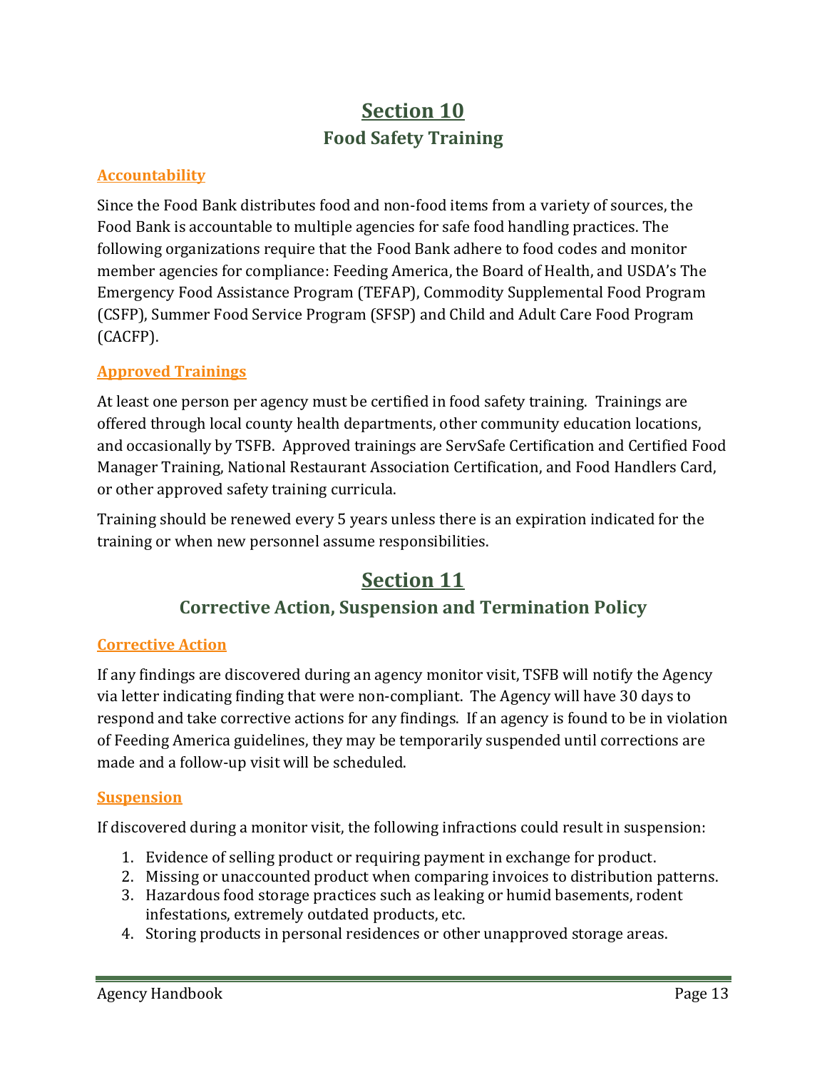# Section 10

## Food Safety Training

### Accountability

Since the Food Bank distributes food and non-food items from a variety of sources, the Food Bank is accountable to multiple agencies for safe food handling practices. The following organizations require that the Food Bank adhere to food codes and monitor member agencies for compliance: Feeding America, the Board of Health, and USDA's The Emergency Food Assistance Program (TEFAP), Commodity Supplemental Food Program (CSFP), Summer Food Service Program (SFSP) and Child and Adult Care Food Program (CACFP).

### Approved Trainings

At least one person per agency must be certified in food safety training. Trainings are offered through local county health departments, other community education locations, and occasionally by TSFB. Approved trainings are ServSafe Certification and Certified Food Manager Training, National Restaurant Association Certification, and Food Handlers Card, or other approved safety training curricula.

Training should be renewed every 5 years unless there is an expiration indicated for the training or when new personnel assume responsibilities.

# Section 11

## Corrective Action, Suspension and Termination Policy

### Corrective Action

If any findings are discovered during an agency monitor visit, TSFB will notify the Agency via letter indicating finding that were non-compliant. The Agency will have 30 days to respond and take corrective actions for any findings. If an agency is found to be in violation of Feeding America guidelines, they may be temporarily suspended until corrections are made and a follow-up visit will be scheduled.

### Suspension

If discovered during a monitor visit, the following infractions could result in suspension:

1. Evidence of selling product or requiring payment in exchange for product.
2. Missing or unaccounted product when comparing invoices to distribution patterns.
3. Hazardous food storage practices such as leaking or humid basements, rodent infestations, extremely outdated products, etc.
4. Storing products in personal residences or other unapproved storage areas.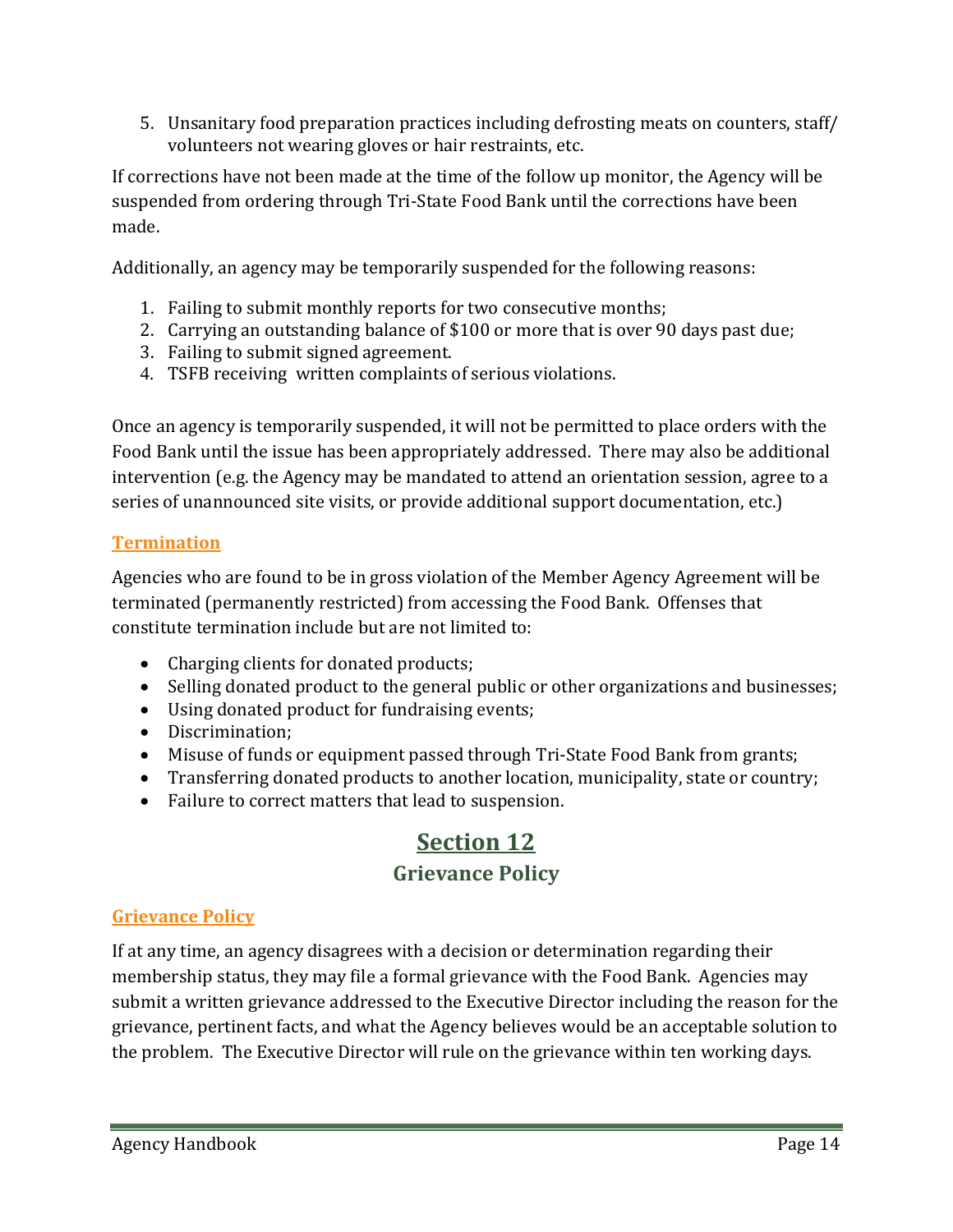5. Unsanitary food preparation practices including defrosting meats on counters, staff/ volunteers not wearing gloves or hair restraints, etc.

If corrections have not been made at the time of the follow up monitor, the Agency will be suspended from ordering through Tri-State Food Bank until the corrections have been made.

Additionally, an agency may be temporarily suspended for the following reasons:

1. Failing to submit monthly reports for two consecutive months;
2. Carrying an outstanding balance of $100 or more that is over 90 days past due;
3. Failing to submit signed agreement.
4. TSFB receiving written complaints of serious violations.

Once an agency is temporarily suspended, it will not be permitted to place orders with the Food Bank until the issue has been appropriately addressed. There may also be additional intervention (e.g. the Agency may be mandated to attend an orientation session, agree to a series of unannounced site visits, or provide additional support documentation, etc.)

### Termination

Agencies who are found to be in gross violation of the Member Agency Agreement will be terminated (permanently restricted) from accessing the Food Bank. Offenses that constitute termination include but are not limited to:

- Charging clients for donated products;
- Selling donated product to the general public or other organizations and businesses;
- Using donated product for fundraising events;
- Discrimination;
- Misuse of funds or equipment passed through Tri-State Food Bank from grants;
- Transferring donated products to another location, municipality, state or country;
- Failure to correct matters that lead to suspension.

# Section 12

## Grievance Policy

### Grievance Policy

If at any time, an agency disagrees with a decision or determination regarding their membership status, they may file a formal grievance with the Food Bank. Agencies may submit a written grievance addressed to the Executive Director including the reason for the grievance, pertinent facts, and what the Agency believes would be an acceptable solution to the problem. The Executive Director will rule on the grievance within ten working days.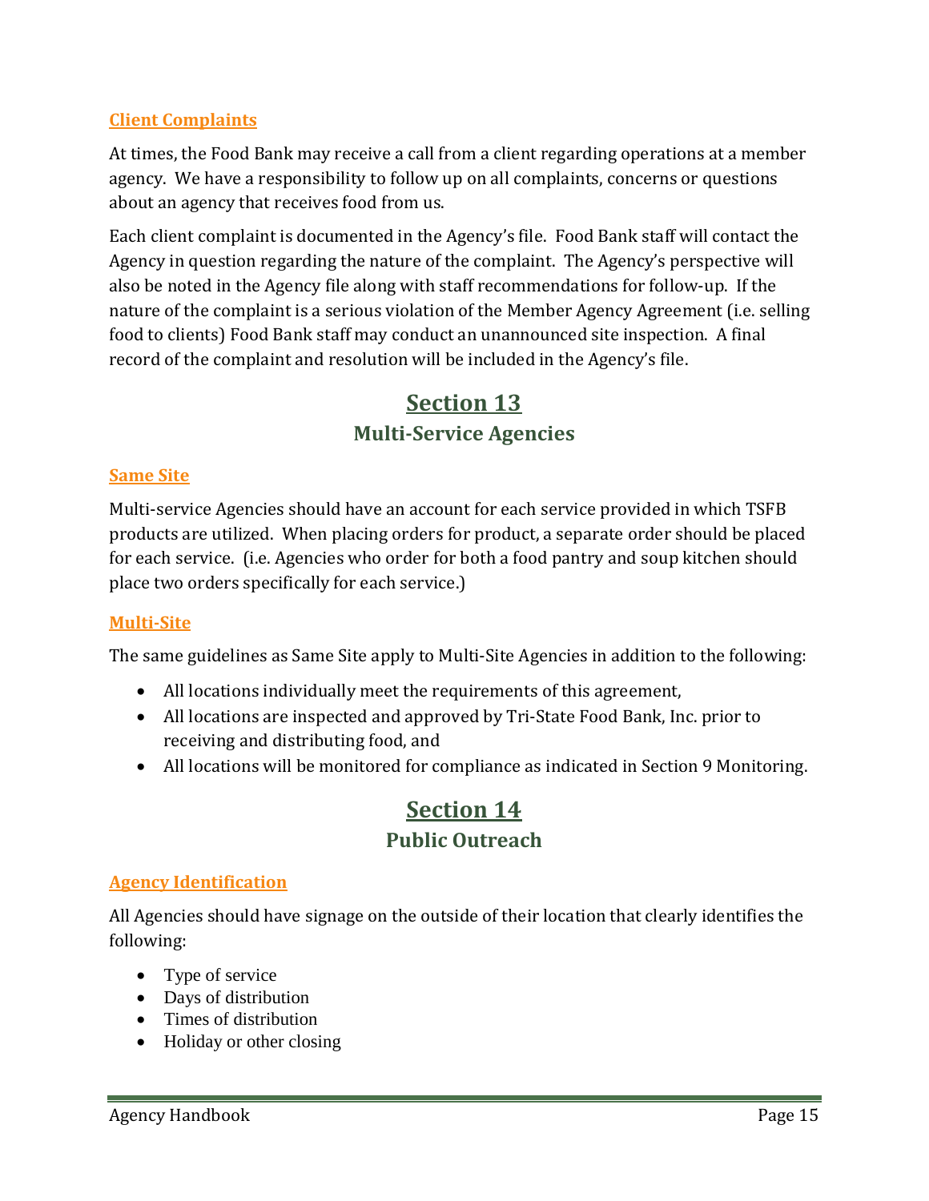### Client Complaints

At times, the Food Bank may receive a call from a client regarding operations at a member agency. We have a responsibility to follow up on all complaints, concerns or questions about an agency that receives food from us.

Each client complaint is documented in the Agency's file. Food Bank staff will contact the Agency in question regarding the nature of the complaint. The Agency's perspective will also be noted in the Agency file along with staff recommendations for follow-up. If the nature of the complaint is a serious violation of the Member Agency Agreement (i.e. selling food to clients) Food Bank staff may conduct an unannounced site inspection. A final record of the complaint and resolution will be included in the Agency's file.

# Section 13

## Multi-Service Agencies

### Same Site

Multi-service Agencies should have an account for each service provided in which TSFB products are utilized. When placing orders for product, a separate order should be placed for each service. (i.e. Agencies who order for both a food pantry and soup kitchen should place two orders specifically for each service.)

### Multi-Site

The same guidelines as Same Site apply to Multi-Site Agencies in addition to the following:

- All locations individually meet the requirements of this agreement,
- All locations are inspected and approved by Tri-State Food Bank, Inc. prior to receiving and distributing food, and
- All locations will be monitored for compliance as indicated in Section 9 Monitoring.

# Section 14

## Public Outreach

### Agency Identification

All Agencies should have signage on the outside of their location that clearly identifies the following:

- Type of service
- Days of distribution
- Times of distribution
- Holiday or other closing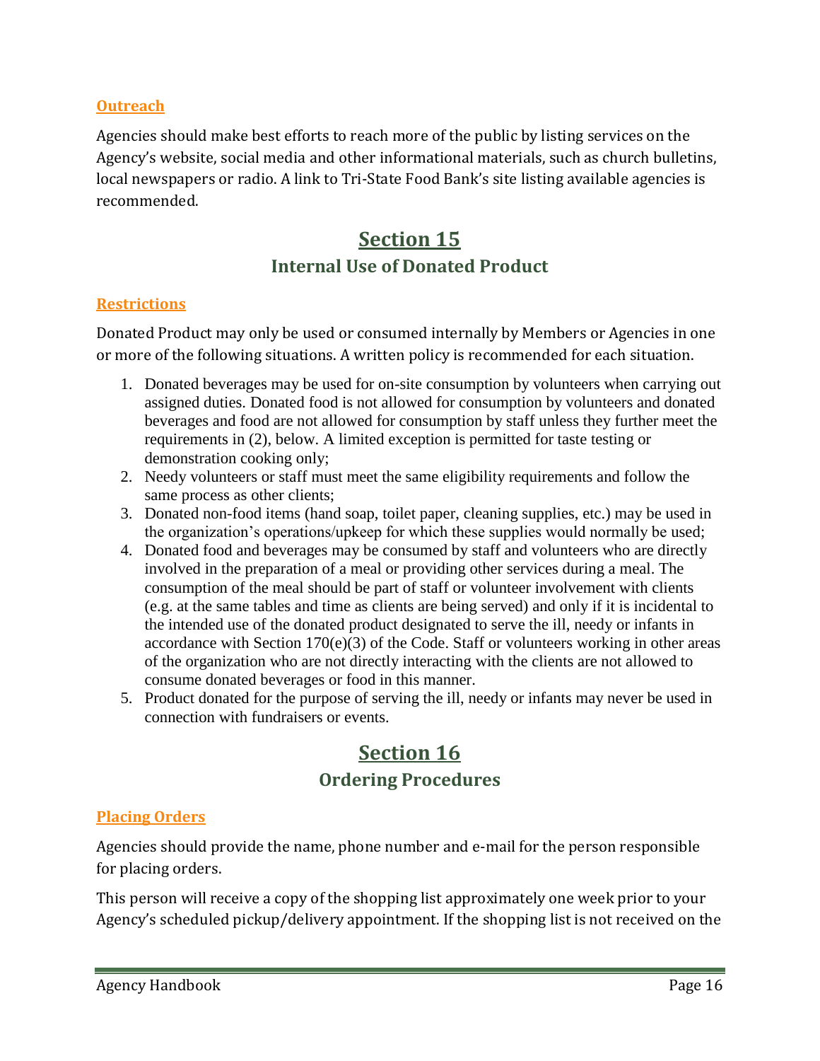### Outreach

Agencies should make best efforts to reach more of the public by listing services on the Agency's website, social media and other informational materials, such as church bulletins, local newspapers or radio. A link to Tri-State Food Bank's site listing available agencies is recommended.

## Section 15

## Internal Use of Donated Product

### Restrictions

Donated Product may only be used or consumed internally by Members or Agencies in one or more of the following situations. A written policy is recommended for each situation.

1. Donated beverages may be used for on-site consumption by volunteers when carrying out assigned duties. Donated food is not allowed for consumption by volunteers and donated beverages and food are not allowed for consumption by staff unless they further meet the requirements in (2), below. A limited exception is permitted for taste testing or demonstration cooking only;
2. Needy volunteers or staff must meet the same eligibility requirements and follow the same process as other clients;
3. Donated non-food items (hand soap, toilet paper, cleaning supplies, etc.) may be used in the organization's operations/upkeep for which these supplies would normally be used;
4. Donated food and beverages may be consumed by staff and volunteers who are directly involved in the preparation of a meal or providing other services during a meal. The consumption of the meal should be part of staff or volunteer involvement with clients (e.g. at the same tables and time as clients are being served) and only if it is incidental to the intended use of the donated product designated to serve the ill, needy or infants in accordance with Section 170(e)(3) of the Code. Staff or volunteers working in other areas of the organization who are not directly interacting with the clients are not allowed to consume donated beverages or food in this manner.
5. Product donated for the purpose of serving the ill, needy or infants may never be used in connection with fundraisers or events.

## Section 16

## Ordering Procedures

### Placing Orders

Agencies should provide the name, phone number and e-mail for the person responsible for placing orders.

This person will receive a copy of the shopping list approximately one week prior to your Agency's scheduled pickup/delivery appointment. If the shopping list is not received on the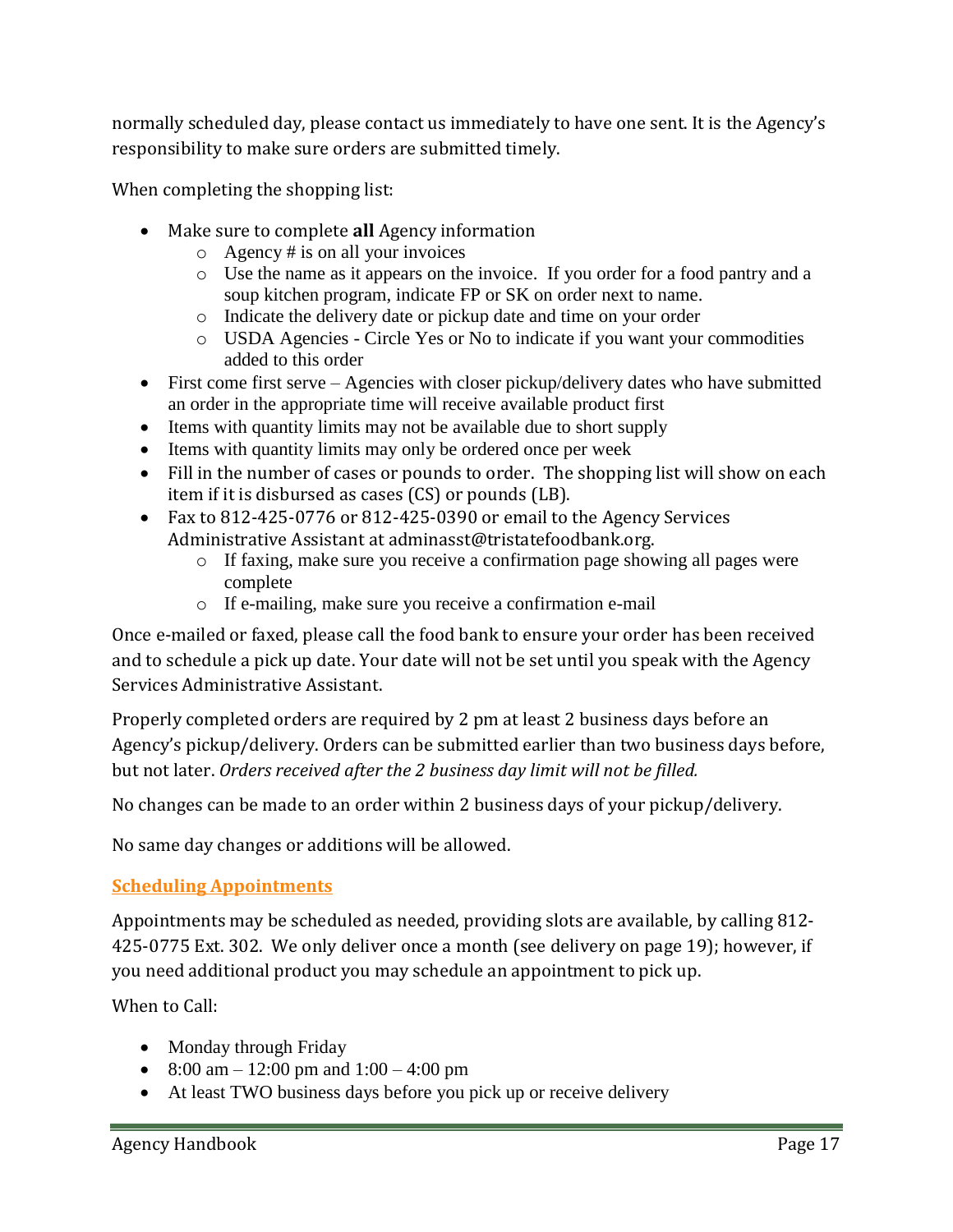normally scheduled day, please contact us immediately to have one sent. It is the Agency's responsibility to make sure orders are submitted timely.

When completing the shopping list:

- Make sure to complete **all** Agency information
  - Agency # is on all your invoices
  - Use the name as it appears on the invoice. If you order for a food pantry and a soup kitchen program, indicate FP or SK on order next to name.
  - Indicate the delivery date or pickup date and time on your order
  - USDA Agencies - Circle Yes or No to indicate if you want your commodities added to this order
- First come first serve – Agencies with closer pickup/delivery dates who have submitted an order in the appropriate time will receive available product first
- Items with quantity limits may not be available due to short supply
- Items with quantity limits may only be ordered once per week
- Fill in the number of cases or pounds to order. The shopping list will show on each item if it is disbursed as cases (CS) or pounds (LB).
- Fax to 812-425-0776 or 812-425-0390 or email to the Agency Services Administrative Assistant at adminasst@tristatefoodbank.org.
  - If faxing, make sure you receive a confirmation page showing all pages were complete
  - If e-mailing, make sure you receive a confirmation e-mail

Once e-mailed or faxed, please call the food bank to ensure your order has been received and to schedule a pick up date. Your date will not be set until you speak with the Agency Services Administrative Assistant.

Properly completed orders are required by 2 pm at least 2 business days before an Agency's pickup/delivery. Orders can be submitted earlier than two business days before, but not later. *Orders received after the 2 business day limit will not be filled.*

No changes can be made to an order within 2 business days of your pickup/delivery.

No same day changes or additions will be allowed.

## Scheduling Appointments

Appointments may be scheduled as needed, providing slots are available, by calling 812-425-0775 Ext. 302. We only deliver once a month (see delivery on page 19); however, if you need additional product you may schedule an appointment to pick up.

When to Call:

- Monday through Friday
- 8:00 am – 12:00 pm and 1:00 – 4:00 pm
- At least TWO business days before you pick up or receive delivery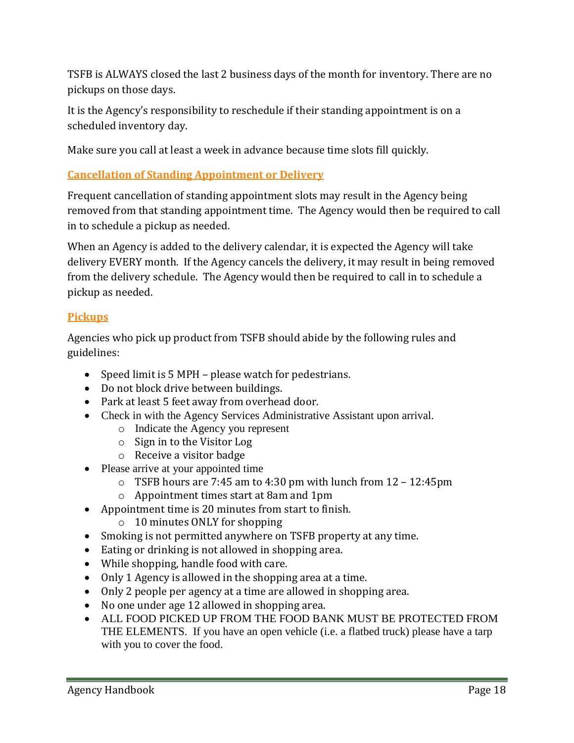TSFB is ALWAYS closed the last 2 business days of the month for inventory. There are no pickups on those days.

It is the Agency's responsibility to reschedule if their standing appointment is on a scheduled inventory day.

Make sure you call at least a week in advance because time slots fill quickly.

## Cancellation of Standing Appointment or Delivery

Frequent cancellation of standing appointment slots may result in the Agency being removed from that standing appointment time. The Agency would then be required to call in to schedule a pickup as needed.

When an Agency is added to the delivery calendar, it is expected the Agency will take delivery EVERY month. If the Agency cancels the delivery, it may result in being removed from the delivery schedule. The Agency would then be required to call in to schedule a pickup as needed.

## Pickups

Agencies who pick up product from TSFB should abide by the following rules and guidelines:

- Speed limit is 5 MPH – please watch for pedestrians.
- Do not block drive between buildings.
- Park at least 5 feet away from overhead door.
- Check in with the Agency Services Administrative Assistant upon arrival.
  - Indicate the Agency you represent
  - Sign in to the Visitor Log
  - Receive a visitor badge
- Please arrive at your appointed time
  - TSFB hours are 7:45 am to 4:30 pm with lunch from 12 – 12:45pm
  - Appointment times start at 8am and 1pm
- Appointment time is 20 minutes from start to finish.
  - 10 minutes ONLY for shopping
- Smoking is not permitted anywhere on TSFB property at any time.
- Eating or drinking is not allowed in shopping area.
- While shopping, handle food with care.
- Only 1 Agency is allowed in the shopping area at a time.
- Only 2 people per agency at a time are allowed in shopping area.
- No one under age 12 allowed in shopping area.
- ALL FOOD PICKED UP FROM THE FOOD BANK MUST BE PROTECTED FROM THE ELEMENTS. If you have an open vehicle (i.e. a flatbed truck) please have a tarp with you to cover the food.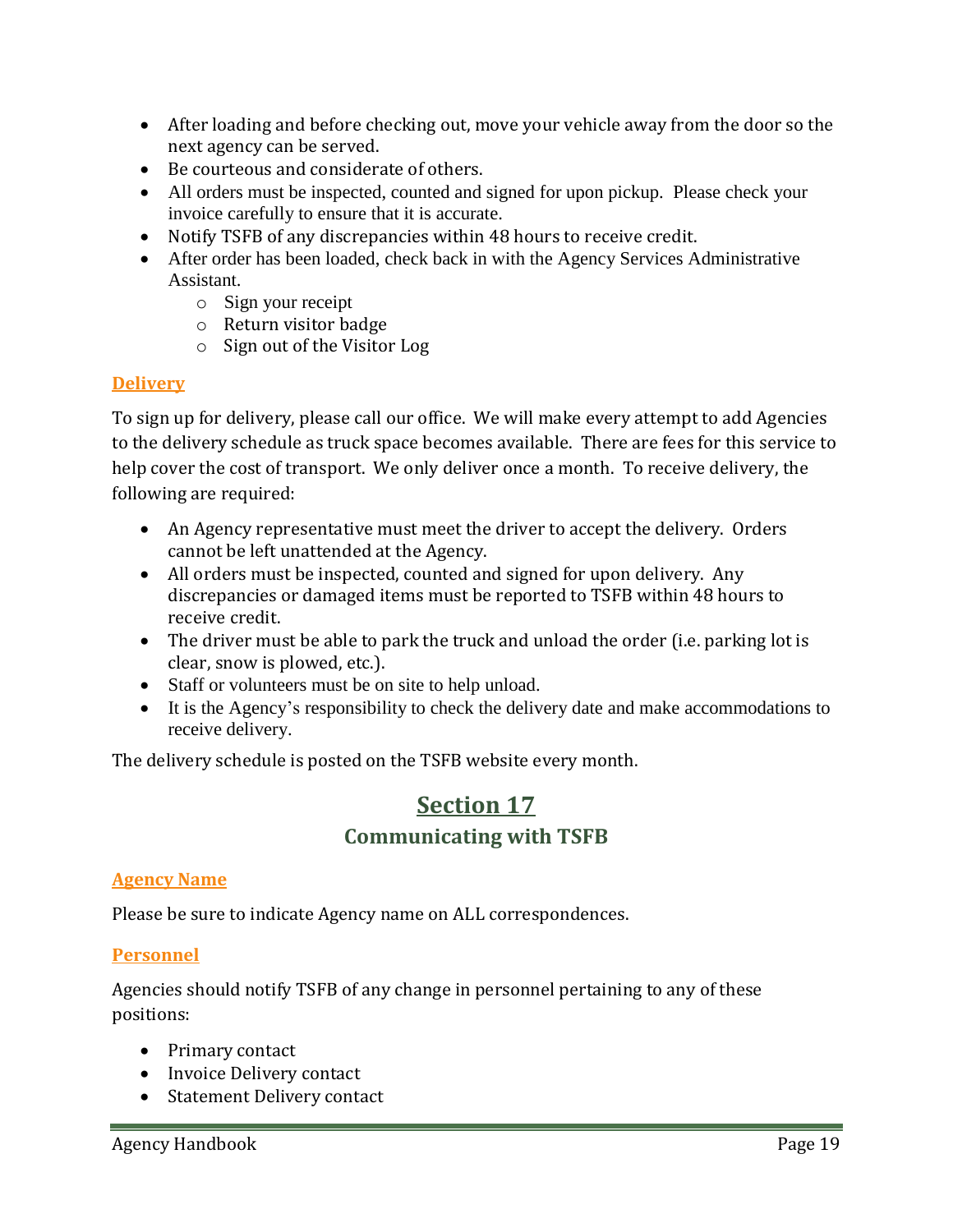- After loading and before checking out, move your vehicle away from the door so the next agency can be served.
- Be courteous and considerate of others.
- All orders must be inspected, counted and signed for upon pickup. Please check your invoice carefully to ensure that it is accurate.
- Notify TSFB of any discrepancies within 48 hours to receive credit.
- After order has been loaded, check back in with the Agency Services Administrative Assistant.
    - Sign your receipt
    - Return visitor badge
    - Sign out of the Visitor Log

### Delivery

To sign up for delivery, please call our office. We will make every attempt to add Agencies to the delivery schedule as truck space becomes available. There are fees for this service to help cover the cost of transport. We only deliver once a month. To receive delivery, the following are required:

- An Agency representative must meet the driver to accept the delivery. Orders cannot be left unattended at the Agency.
- All orders must be inspected, counted and signed for upon delivery. Any discrepancies or damaged items must be reported to TSFB within 48 hours to receive credit.
- The driver must be able to park the truck and unload the order (i.e. parking lot is clear, snow is plowed, etc.).
- Staff or volunteers must be on site to help unload.
- It is the Agency's responsibility to check the delivery date and make accommodations to receive delivery.

The delivery schedule is posted on the TSFB website every month.

# Section 17

## Communicating with TSFB

### Agency Name

Please be sure to indicate Agency name on ALL correspondences.

### Personnel

Agencies should notify TSFB of any change in personnel pertaining to any of these positions:

- Primary contact
- Invoice Delivery contact
- Statement Delivery contact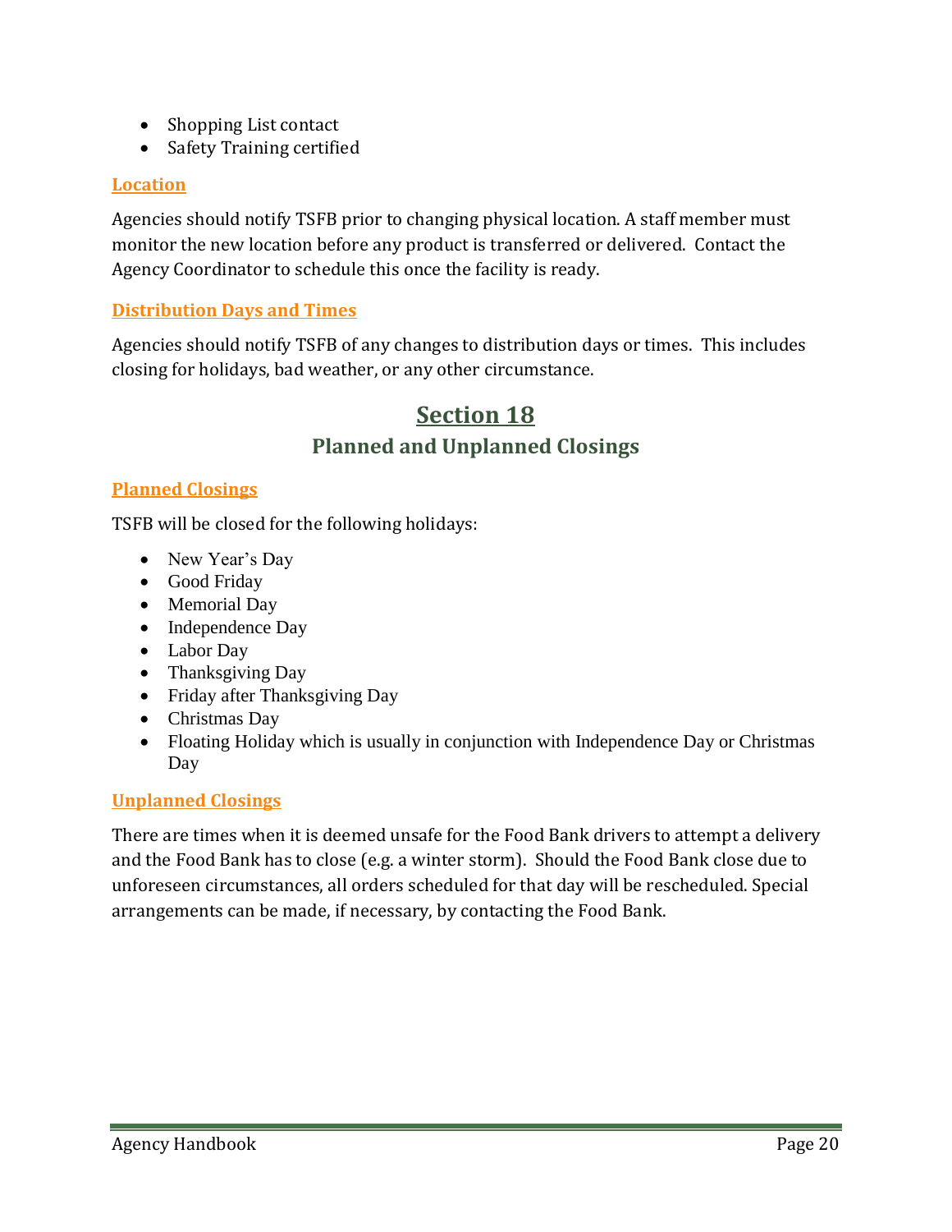- Shopping List contact
- Safety Training certified

### Location

Agencies should notify TSFB prior to changing physical location. A staff member must monitor the new location before any product is transferred or delivered. Contact the Agency Coordinator to schedule this once the facility is ready.

### Distribution Days and Times

Agencies should notify TSFB of any changes to distribution days or times. This includes closing for holidays, bad weather, or any other circumstance.

# Section 18

## Planned and Unplanned Closings

### Planned Closings

TSFB will be closed for the following holidays:

- New Year's Day
- Good Friday
- Memorial Day
- Independence Day
- Labor Day
- Thanksgiving Day
- Friday after Thanksgiving Day
- Christmas Day
- Floating Holiday which is usually in conjunction with Independence Day or Christmas Day

### Unplanned Closings

There are times when it is deemed unsafe for the Food Bank drivers to attempt a delivery and the Food Bank has to close (e.g. a winter storm). Should the Food Bank close due to unforeseen circumstances, all orders scheduled for that day will be rescheduled. Special arrangements can be made, if necessary, by contacting the Food Bank.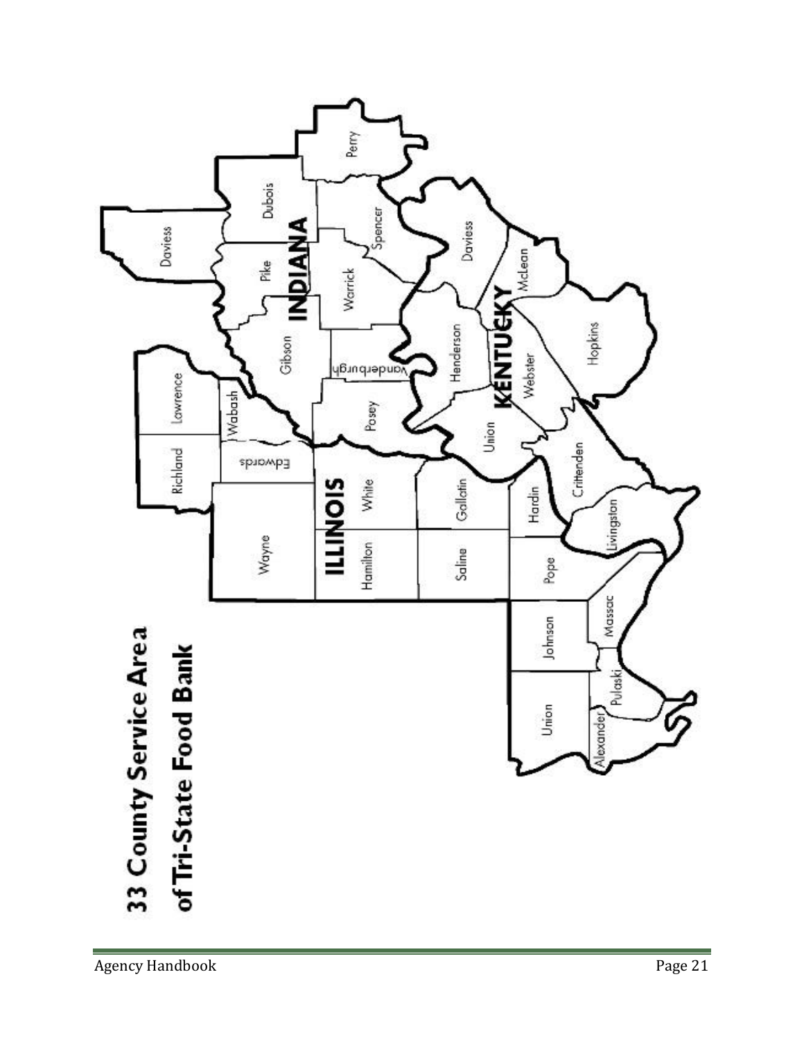# 33 County Service Area of Tri-State Food Bank

INDIANA

Daviess
Dubois
Perry
Pike
Spencer
Warrick
Gibson
Vanderburgh
Posey

ILLINOIS

Lawrence
Richland
Wabash
Edwards
Wayne
White
Hamilton
Gallatin
Saline
Hardin
Pope
Johnson
Massac
Union
Pulaski
Alexander

KENTUCKY

Daviess
McLean
Henderson
Hopkins
Webster
Union
Crittenden
Livingston